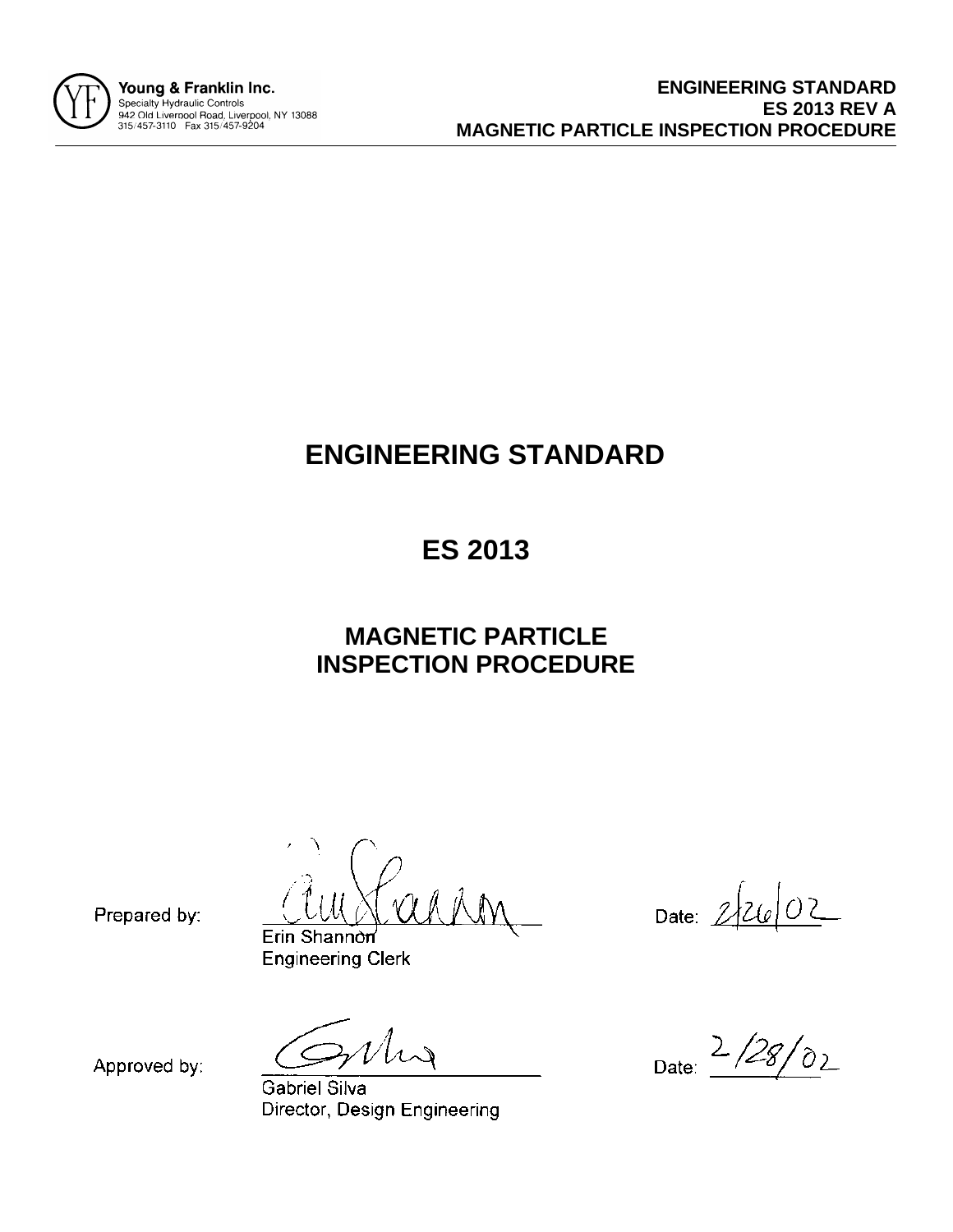# ENGINEERING STANDARD

## ES 2013

## MAGNETIC PARTICLE INSPECTION PROCEDURE

Prepared by: Erin Shannon, Engineering Clerk  Date: 2/26/02

Approved by: Gabriel Silva, Director, Design Engineering  Date: 2/28/02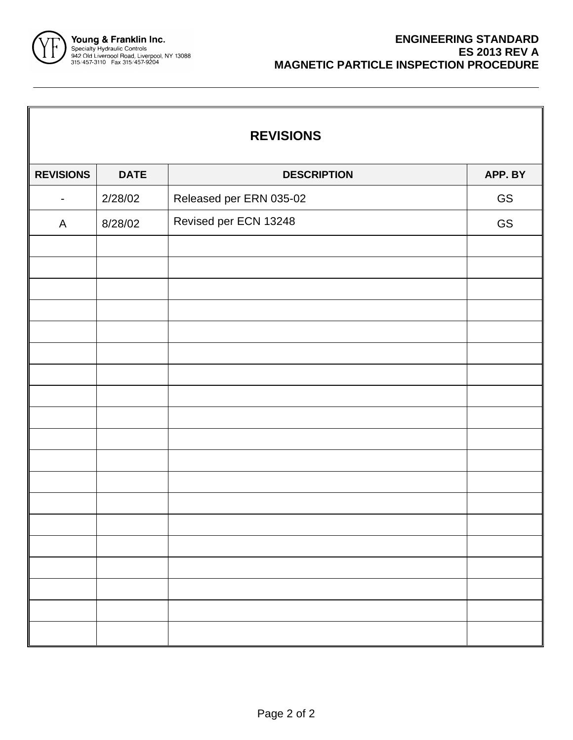## REVISIONS

| REVISIONS | DATE | DESCRIPTION | APP. BY |
|---|---|---|---|
| - | 2/28/02 | Released per ERN 035-02 | GS |
| A | 8/28/02 | Revised per ECN 13248 | GS |
| | | | |
| | | | |
| | | | |
| | | | |
| | | | |
| | | | |
| | | | |
| | | | |
| | | | |
| | | | |
| | | | |
| | | | |
| | | | |
| | | | |
| | | | |
| | | | |
| | | | |
| | | | |
| | | | |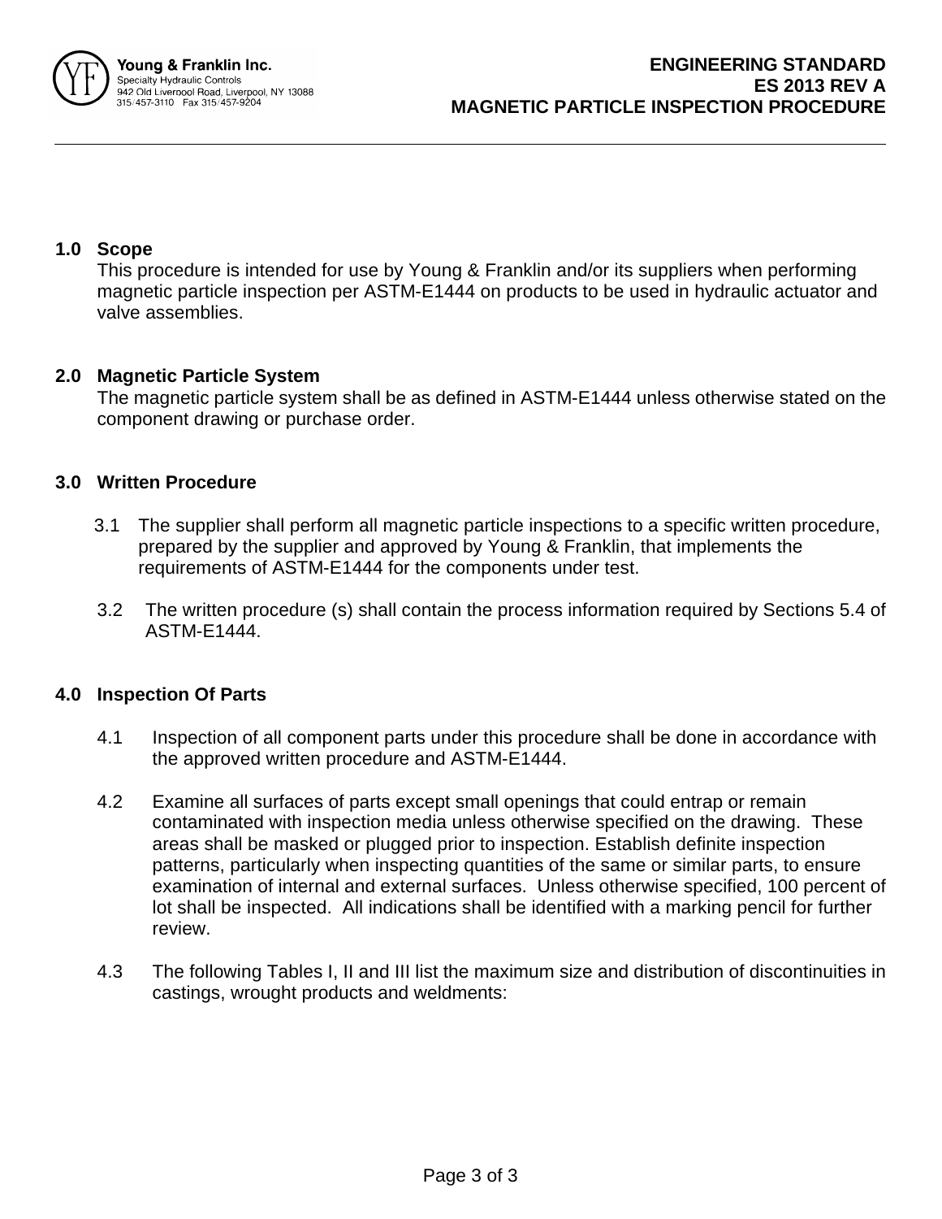## 1.0 Scope

This procedure is intended for use by Young & Franklin and/or its suppliers when performing magnetic particle inspection per ASTM-E1444 on products to be used in hydraulic actuator and valve assemblies.

## 2.0 Magnetic Particle System

The magnetic particle system shall be as defined in ASTM-E1444 unless otherwise stated on the component drawing or purchase order.

## 3.0 Written Procedure

3.1 The supplier shall perform all magnetic particle inspections to a specific written procedure, prepared by the supplier and approved by Young & Franklin, that implements the requirements of ASTM-E1444 for the components under test.

3.2 The written procedure (s) shall contain the process information required by Sections 5.4 of ASTM-E1444.

## 4.0 Inspection Of Parts

4.1 Inspection of all component parts under this procedure shall be done in accordance with the approved written procedure and ASTM-E1444.

4.2 Examine all surfaces of parts except small openings that could entrap or remain contaminated with inspection media unless otherwise specified on the drawing. These areas shall be masked or plugged prior to inspection. Establish definite inspection patterns, particularly when inspecting quantities of the same or similar parts, to ensure examination of internal and external surfaces. Unless otherwise specified, 100 percent of lot shall be inspected. All indications shall be identified with a marking pencil for further review.

4.3 The following Tables I, II and III list the maximum size and distribution of discontinuities in castings, wrought products and weldments: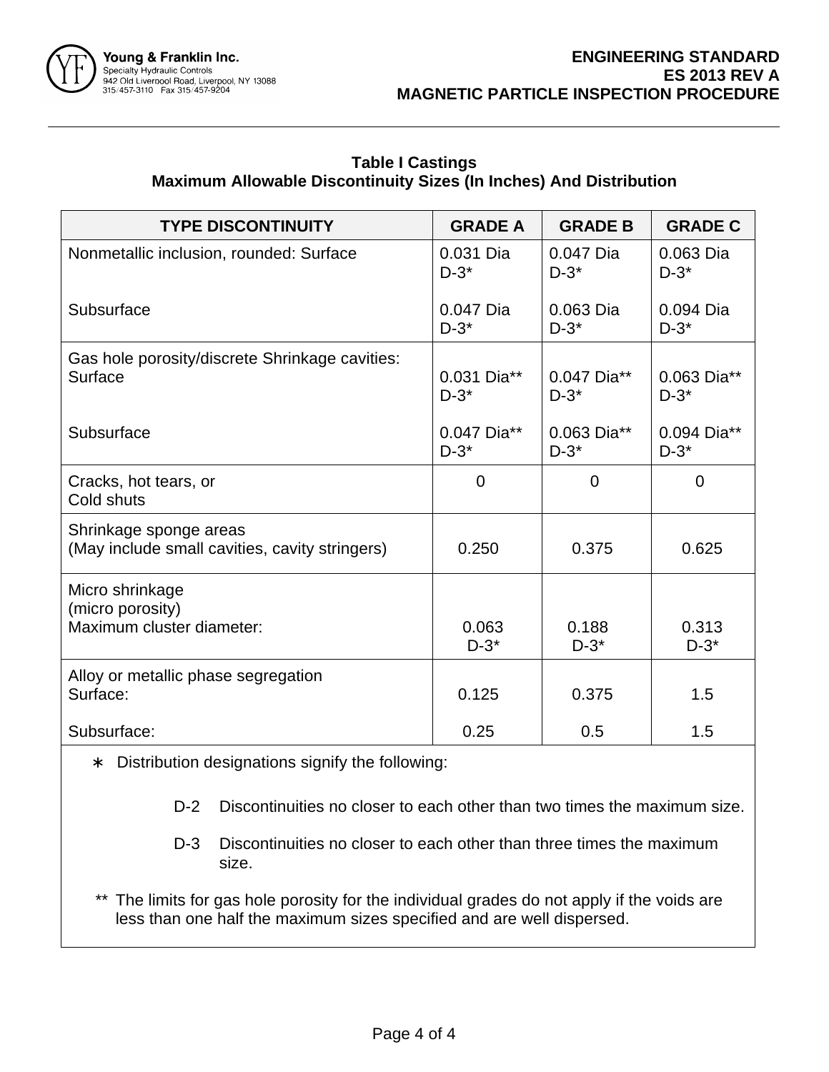**Table I Castings**
**Maximum Allowable Discontinuity Sizes (In Inches) And Distribution**

| TYPE DISCONTINUITY | GRADE A | GRADE B | GRADE C |
|---|---|---|---|
| Nonmetallic inclusion, rounded: Surface | 0.031 Dia D-3* | 0.047 Dia D-3* | 0.063 Dia D-3* |
| Subsurface | 0.047 Dia D-3* | 0.063 Dia D-3* | 0.094 Dia D-3* |
| Gas hole porosity/discrete Shrinkage cavities: Surface | 0.031 Dia** D-3* | 0.047 Dia** D-3* | 0.063 Dia** D-3* |
| Subsurface | 0.047 Dia** D-3* | 0.063 Dia** D-3* | 0.094 Dia** D-3* |
| Cracks, hot tears, or Cold shuts | 0 | 0 | 0 |
| Shrinkage sponge areas (May include small cavities, cavity stringers) | 0.250 | 0.375 | 0.625 |
| Micro shrinkage (micro porosity) Maximum cluster diameter: | 0.063 D-3* | 0.188 D-3* | 0.313 D-3* |
| Alloy or metallic phase segregation Surface: | 0.125 | 0.375 | 1.5 |
| Subsurface: | 0.25 | 0.5 | 1.5 |

\* Distribution designations signify the following:

- D-2 Discontinuities no closer to each other than two times the maximum size.
- D-3 Discontinuities no closer to each other than three times the maximum size.

** The limits for gas hole porosity for the individual grades do not apply if the voids are less than one half the maximum sizes specified and are well dispersed.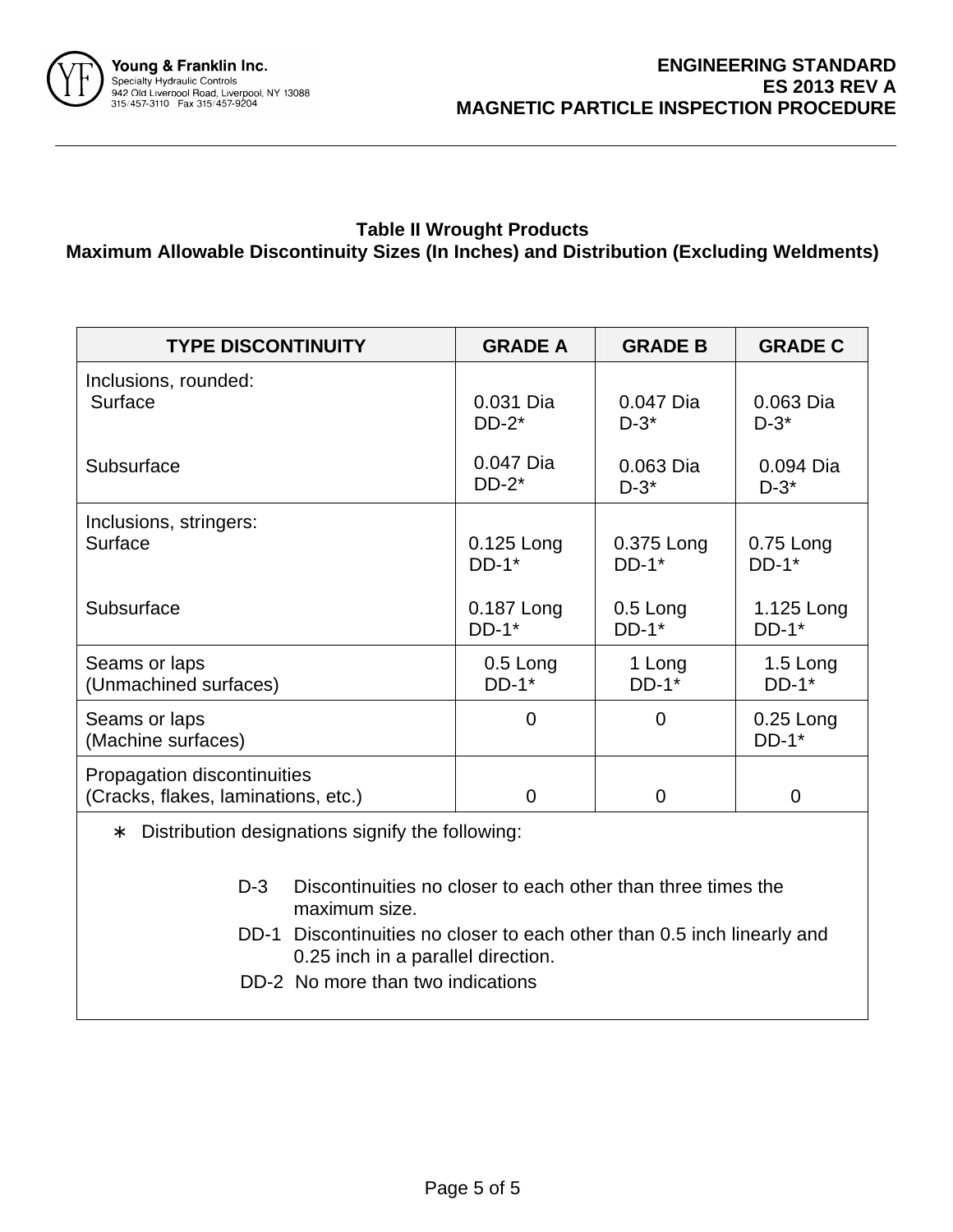## Table II Wrought Products
### Maximum Allowable Discontinuity Sizes (In Inches) and Distribution (Excluding Weldments)

| TYPE DISCONTINUITY | GRADE A | GRADE B | GRADE C |
|---|---|---|---|
| Inclusions, rounded: | | | |
| Surface | 0.031 Dia DD-2* | 0.047 Dia D-3* | 0.063 Dia D-3* |
| Subsurface | 0.047 Dia DD-2* | 0.063 Dia D-3* | 0.094 Dia D-3* |
| Inclusions, stringers: | | | |
| Surface | 0.125 Long DD-1* | 0.375 Long DD-1* | 0.75 Long DD-1* |
| Subsurface | 0.187 Long DD-1* | 0.5 Long DD-1* | 1.125 Long DD-1* |
| Seams or laps (Unmachined surfaces) | 0.5 Long DD-1* | 1 Long DD-1* | 1.5 Long DD-1* |
| Seams or laps (Machine surfaces) | 0 | 0 | 0.25 Long DD-1* |
| Propagation discontinuities (Cracks, flakes, laminations, etc.) | 0 | 0 | 0 |

∗ Distribution designations signify the following:

- D-3 Discontinuities no closer to each other than three times the maximum size.
- DD-1 Discontinuities no closer to each other than 0.5 inch linearly and 0.25 inch in a parallel direction.
- DD-2 No more than two indications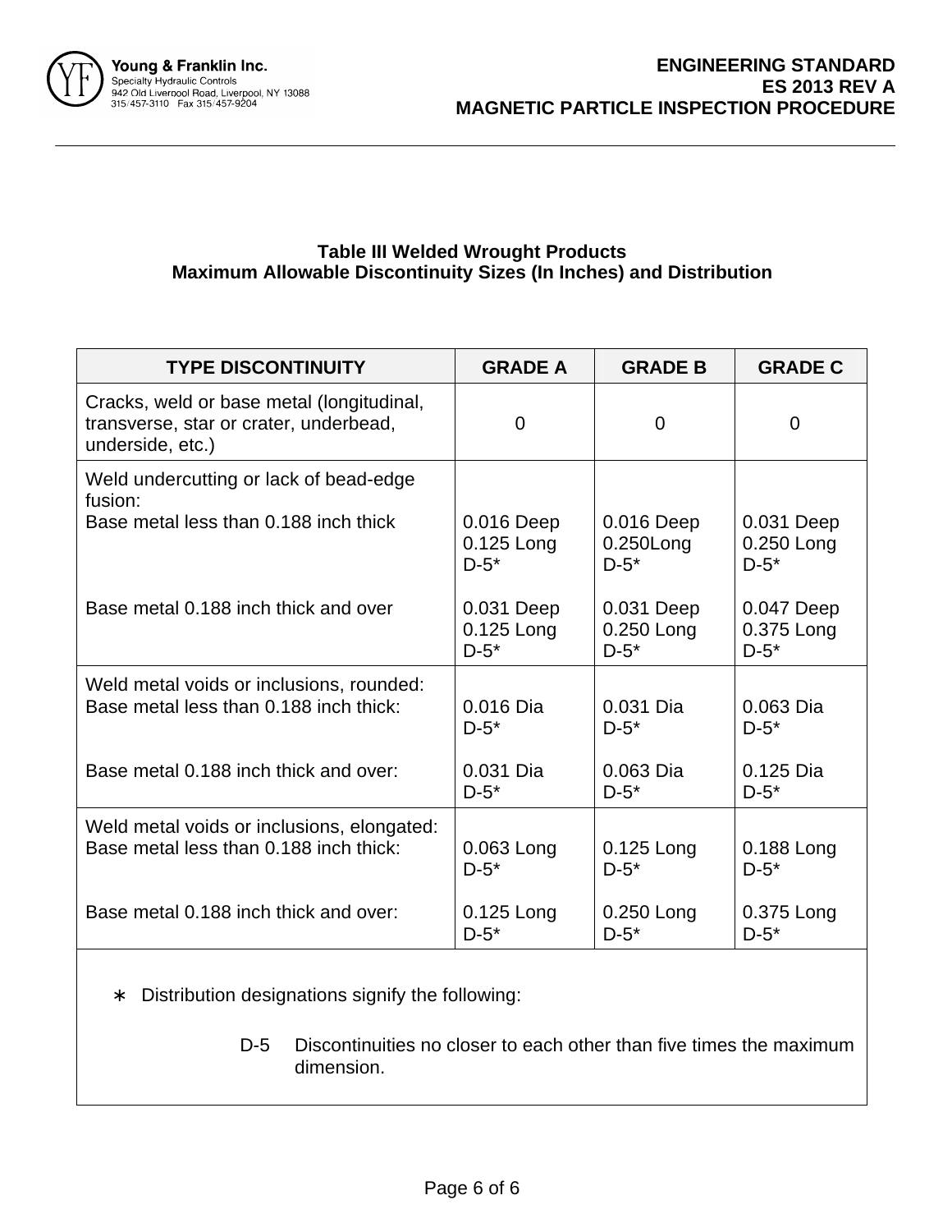### Table III Welded Wrought Products
### Maximum Allowable Discontinuity Sizes (In Inches) and Distribution

| TYPE DISCONTINUITY | GRADE A | GRADE B | GRADE C |
|---|---|---|---|
| Cracks, weld or base metal (longitudinal, transverse, star or crater, underbead, underside, etc.) | 0 | 0 | 0 |
| Weld undercutting or lack of bead-edge fusion: | | | |
| Base metal less than 0.188 inch thick | 0.016 Deep<br>0.125 Long<br>D-5* | 0.016 Deep<br>0.250Long<br>D-5* | 0.031 Deep<br>0.250 Long<br>D-5* |
| Base metal 0.188 inch thick and over | 0.031 Deep<br>0.125 Long<br>D-5* | 0.031 Deep<br>0.250 Long<br>D-5* | 0.047 Deep<br>0.375 Long<br>D-5* |
| Weld metal voids or inclusions, rounded: | | | |
| Base metal less than 0.188 inch thick: | 0.016 Dia<br>D-5* | 0.031 Dia<br>D-5* | 0.063 Dia<br>D-5* |
| Base metal 0.188 inch thick and over: | 0.031 Dia<br>D-5* | 0.063 Dia<br>D-5* | 0.125 Dia<br>D-5* |
| Weld metal voids or inclusions, elongated: | | | |
| Base metal less than 0.188 inch thick: | 0.063 Long<br>D-5* | 0.125 Long<br>D-5* | 0.188 Long<br>D-5* |
| Base metal 0.188 inch thick and over: | 0.125 Long<br>D-5* | 0.250 Long<br>D-5* | 0.375 Long<br>D-5* |

∗ Distribution designations signify the following:

D-5 Discontinuities no closer to each other than five times the maximum dimension.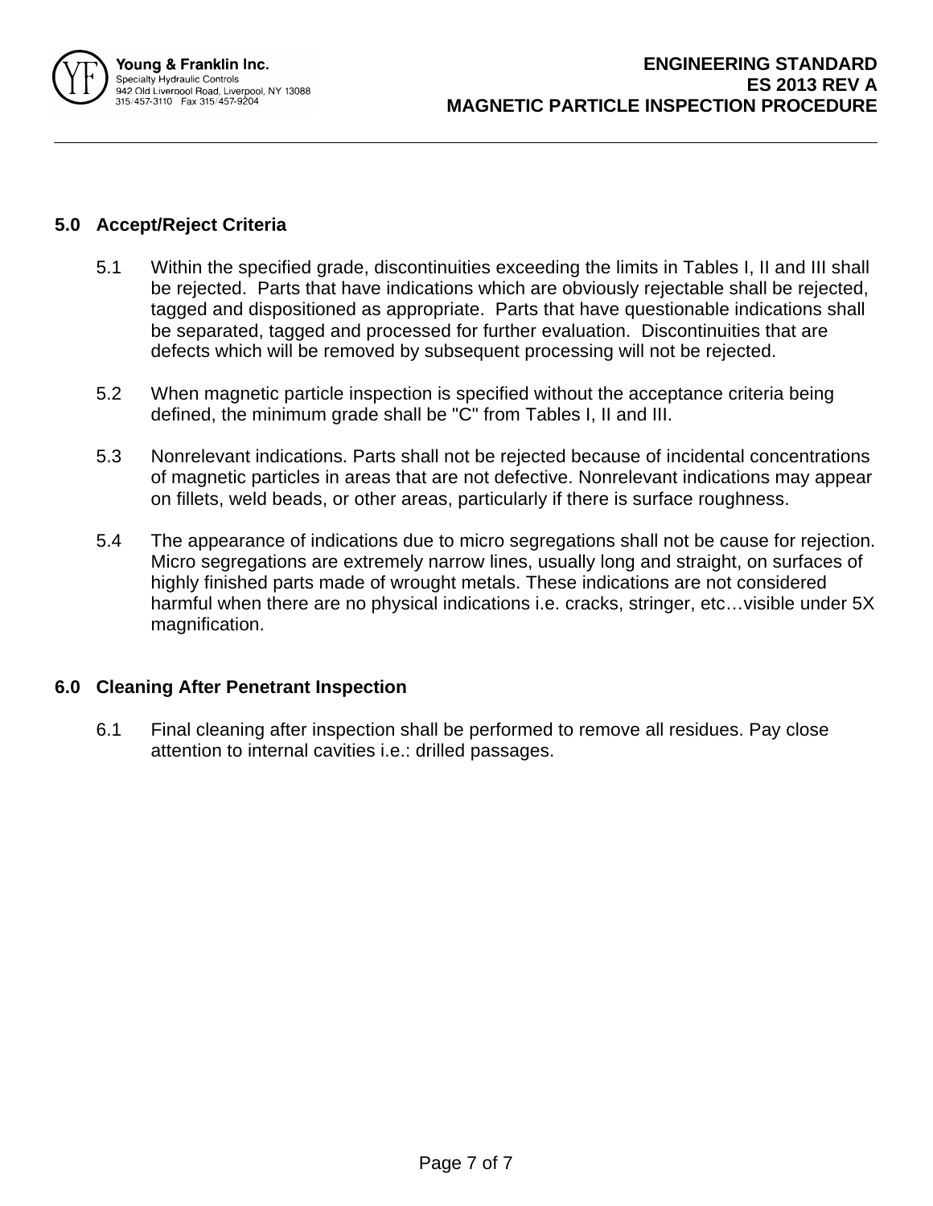## 5.0 Accept/Reject Criteria

5.1 Within the specified grade, discontinuities exceeding the limits in Tables I, II and III shall be rejected. Parts that have indications which are obviously rejectable shall be rejected, tagged and dispositioned as appropriate. Parts that have questionable indications shall be separated, tagged and processed for further evaluation. Discontinuities that are defects which will be removed by subsequent processing will not be rejected.

5.2 When magnetic particle inspection is specified without the acceptance criteria being defined, the minimum grade shall be "C" from Tables I, II and III.

5.3 Nonrelevant indications. Parts shall not be rejected because of incidental concentrations of magnetic particles in areas that are not defective. Nonrelevant indications may appear on fillets, weld beads, or other areas, particularly if there is surface roughness.

5.4 The appearance of indications due to micro segregations shall not be cause for rejection. Micro segregations are extremely narrow lines, usually long and straight, on surfaces of highly finished parts made of wrought metals. These indications are not considered harmful when there are no physical indications i.e. cracks, stringer, etc…visible under 5X magnification.

## 6.0 Cleaning After Penetrant Inspection

6.1 Final cleaning after inspection shall be performed to remove all residues. Pay close attention to internal cavities i.e.: drilled passages.